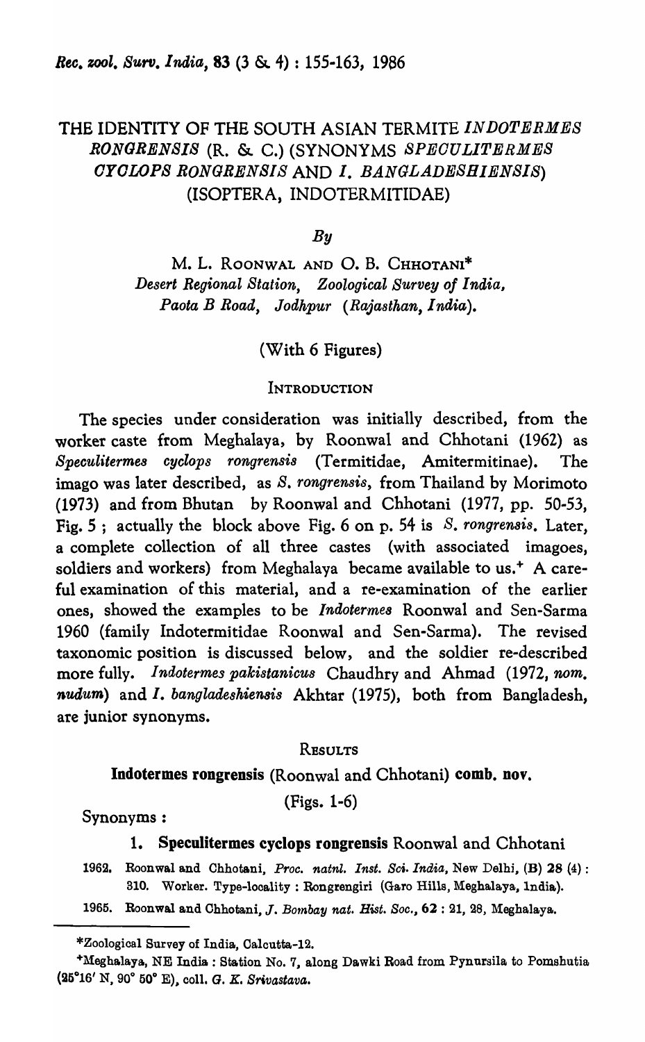# THE IDENTITY OF THE SOUTH ASIAN TERMITE *INDOTERMES RONGRENSIS* (R. & C.) (SYNONYMS *SPECULITERMES CYCLOPS RONGRENSIS* AND *I. BANGLADESHIENSIS*) (ISOPTERA, INDOTERMITIDAE)

*By*

M. L. ROONWAL AND O. B. CHHOTANI*
*Desert Regional Station, Zoological Survey of India, Paota B Road, Jodhpur (Rajasthan, India).*

(With 6 Figures)

## INTRODUCTION

The species under consideration was initially described, from the worker caste from Meghalaya, by Roonwal and Chhotani (1962) as *Speculitermes cyclops rongrensis* (Termitidae, Amitermitinae). The imago was later described, as *S. rongrensis*, from Thailand by Morimoto (1973) and from Bhutan by Roonwal and Chhotani (1977, pp. 50-53, Fig. 5 ; actually the block above Fig. 6 on p. 54 is *S. rongrensis*. Later, a complete collection of all three castes (with associated imagoes, soldiers and workers) from Meghalaya became available to us.⁺ A careful examination of this material, and a re-examination of the earlier ones, showed the examples to be *Indotermes* Roonwal and Sen-Sarma 1960 (family Indotermitidae Roonwal and Sen-Sarma). The revised taxonomic position is discussed below, and the soldier re-described more fully. *Indotermes pakistanicus* Chaudhry and Ahmad (1972, *nom. nudum*) and *I. bangladeshiensis* Akhtar (1975), both from Bangladesh, are junior synonyms.

## RESULTS

### Indotermes rongrensis (Roonwal and Chhotani) comb. nov.

(Figs. 1-6)

Synonyms :

**1. Speculitermes cyclops rongrensis** Roonwal and Chhotani

1962. Roonwal and Chhotani, *Proc. natnl. Inst. Sci. India*, New Delhi, (B) **28** (4) : 310. Worker. Type-locality : Rongrengiri (Garo Hills, Meghalaya, India).

1965. Roonwal and Chhotani, *J. Bombay nat. Hist. Soc.*, **62** : 21, 28, Meghalaya.

---

*Zoological Survey of India, Calcutta-12.

⁺Meghalaya, NE India : Station No. 7, along Dawki Road from Pynursila to Pomshutia (25°16′ N, 90° 50° E), coll. *G. K. Srivastava*.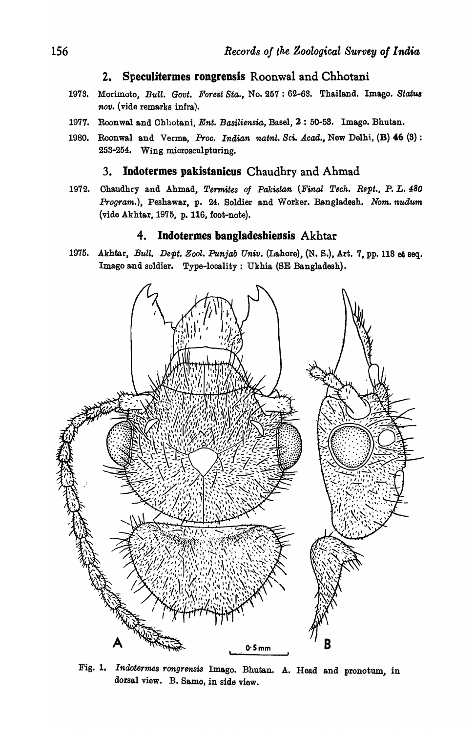## 2. Speculitermes rongrensis Roonwal and Chhotani

1973. Morimoto, *Bull. Govt. Forest Sta.*, No. 257 : 62-63. Thailand. Imago. *Status nov.* (vide remarks infra).

1977. Roonwal and Chhotani, *Ent. Basiliensia*, Basel, **2** : 50-53. Imago. Bhutan.

1980. Roonwal and Verma, *Proc. Indian natnl. Sci. Acad.*, New Delhi, **(B) 46** (3) : 253-254. Wing microsculpturing.

## 3. Indotermes pakistanicus Chaudhry and Ahmad

1972. Chaudhry and Ahmad, *Termites of Pakistan* (*Final Tech. Rept., P. L. 480 Program.*), Peshawar, p. 24. Soldier and Worker. Bangladesh. *Nom. nudum* (vide Akhtar, 1975, p. 116, foot-note).

## 4. Indotermes bangladeshiensis Akhtar

1975. Akhtar, *Bull. Dept. Zool. Punjab Univ.* (Lahore), (N. S.), Art. 7, pp. 113 et seq. Imago and soldier. Type-locality : Ukhia (SE Bangladesh).

A

B

0·5 mm

Fig. 1. *Indotermes rongrensis* Imago. Bhutan. A. Head and pronotum, in dorsal view. B. Same, in side view.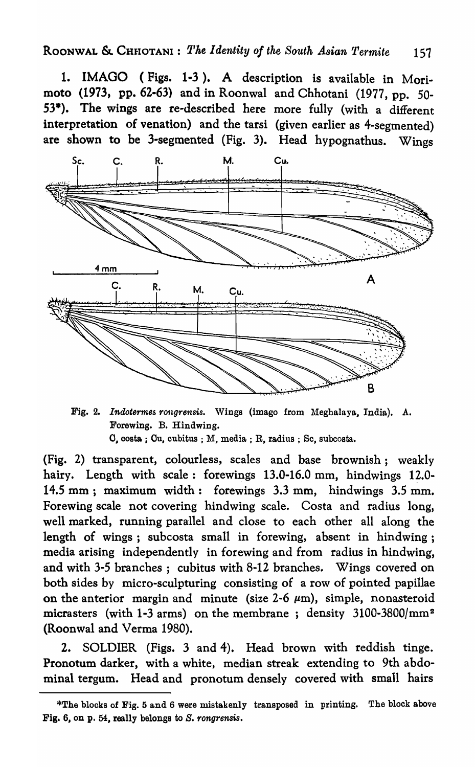1. IMAGO (Figs. 1-3). A description is available in Morimoto (1973, pp. 62-63) and in Roonwal and Chhotani (1977, pp. 50-53*). The wings are re-described here more fully (with a different interpretation of venation) and the tarsi (given earlier as 4-segmented) are shown to be 3-segmented (Fig. 3). Head hypognathus. Wings

Sc. C. R. M. Cu.

4 mm

A

C. R. M. Cu.

B

Fig. 2. *Indotermes rongrensis.* Wings (imago from Meghalaya, India). A. Forewing. B. Hindwing.
C, costa ; Cu, cubitus ; M, media ; R, radius ; Sc, subcosta.

(Fig. 2) transparent, colourless, scales and base brownish; weakly hairy. Length with scale: forewings 13.0-16.0 mm, hindwings 12.0-14.5 mm; maximum width: forewings 3.3 mm, hindwings 3.5 mm. Forewing scale not covering hindwing scale. Costa and radius long, well marked, running parallel and close to each other all along the length of wings; subcosta small in forewing, absent in hindwing; media arising independently in forewing and from radius in hindwing, and with 3-5 branches; cubitus with 8-12 branches. Wings covered on both sides by micro-sculpturing consisting of a row of pointed papillae on the anterior margin and minute (size 2-6 $\mu$m), simple, nonasteroid micrasters (with 1-3 arms) on the membrane; density 3100-3800/mm$^2$ (Roonwal and Verma 1980).

2. SOLDIER (Figs. 3 and 4). Head brown with reddish tinge. Pronotum darker, with a white, median streak extending to 9th abdominal tergum. Head and pronotum densely covered with small hairs

*The blocks of Fig. 5 and 6 were mistakenly transposed in printing. The block above Fig. 6, on p. 54, really belongs to *S. rongrensis*.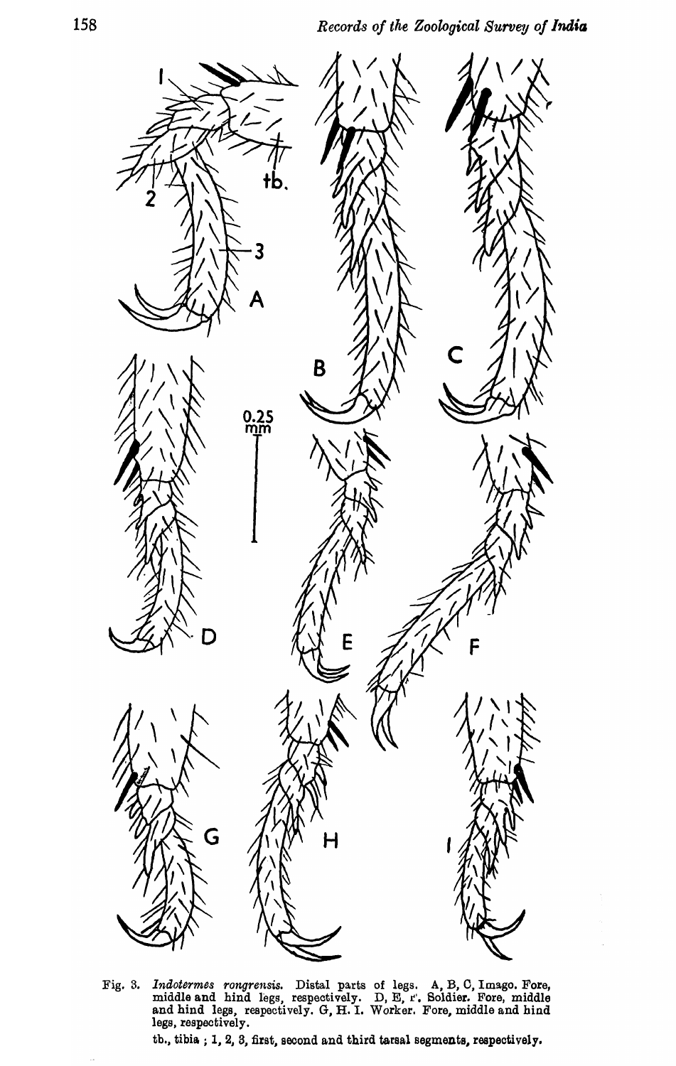Fig. 3. *Indotermes rongrensis*. Distal parts of legs. A, B, C, Imago. Fore, middle and hind legs, respectively. D, E, F. Soldier. Fore, middle and hind legs, respectively. G, H. I. Worker. Fore, middle and hind legs, respectively.

tb., tibia ; 1, 2, 3, first, second and third tarsal segments, respectively.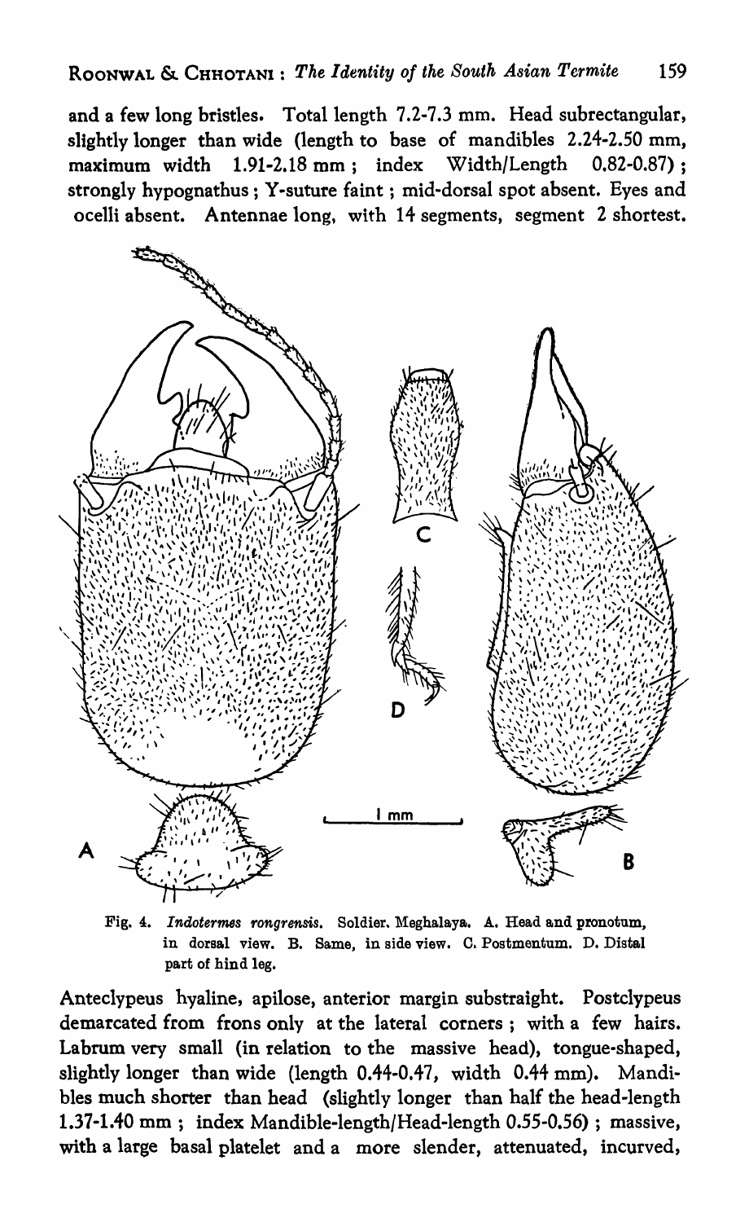and a few long bristles. Total length 7.2-7.3 mm. Head subrectangular, slightly longer than wide (length to base of mandibles 2.24-2.50 mm, maximum width 1.91-2.18 mm; index Width/Length 0.82-0.87); strongly hypognathus; Y-suture faint; mid-dorsal spot absent. Eyes and ocelli absent. Antennae long, with 14 segments, segment 2 shortest.

A

B

C

D

1 mm

Fig. 4. *Indotermes rongrensis*. Soldier. Meghalaya. A. Head and pronotum, in dorsal view. B. Same, in side view. C. Postmentum. D. Distal part of hind leg.

Anteclypeus hyaline, apilose, anterior margin substraight. Postclypeus demarcated from frons only at the lateral corners; with a few hairs. Labrum very small (in relation to the massive head), tongue-shaped, slightly longer than wide (length 0.44-0.47, width 0.44 mm). Mandibles much shorter than head (slightly longer than half the head-length 1.37-1.40 mm; index Mandible-length/Head-length 0.55-0.56); massive, with a large basal platelet and a more slender, attenuated, incurved,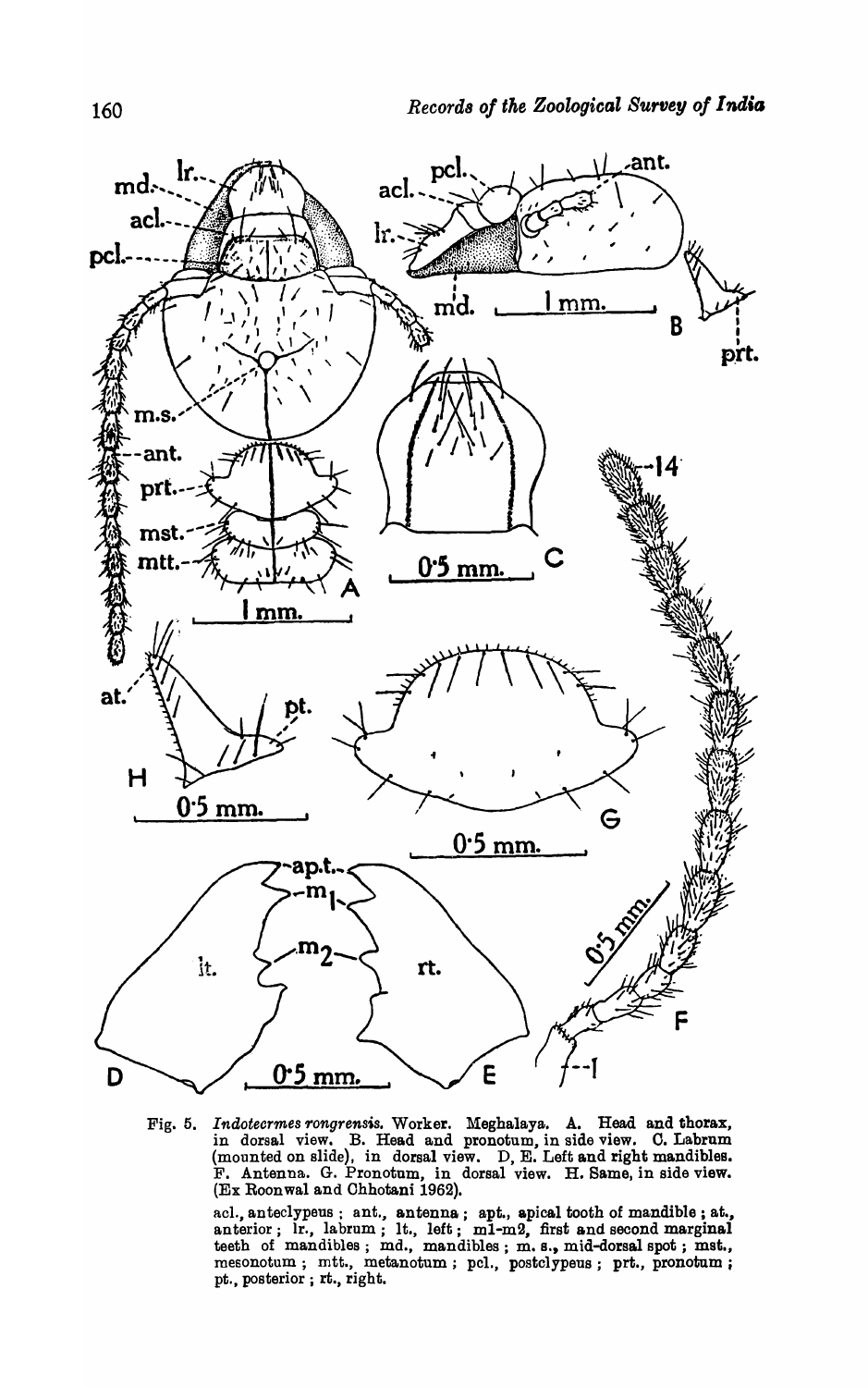Fig. 5. *Indotecrmes rongrensis.* Worker. Meghalaya. A. Head and thorax, in dorsal view. B. Head and pronotum, in side view. C. Labrum (mounted on slide), in dorsal view. D, E. Left and right mandibles. F. Antenna. G. Pronotum, in dorsal view. H. Same, in side view. (Ex Roonwal and Chhotani 1962).

acl., anteclypeus ; ant., antenna ; apt., apical tooth of mandible ; at., anterior ; lr., labrum ; lt., left ; m1-m2, first and second marginal teeth of mandibles ; md., mandibles ; m. s., mid-dorsal spot ; mst., mesonotum ; mtt., metanotum ; pcl., postclypeus ; prt., pronotum ; pt., posterior ; rt., right.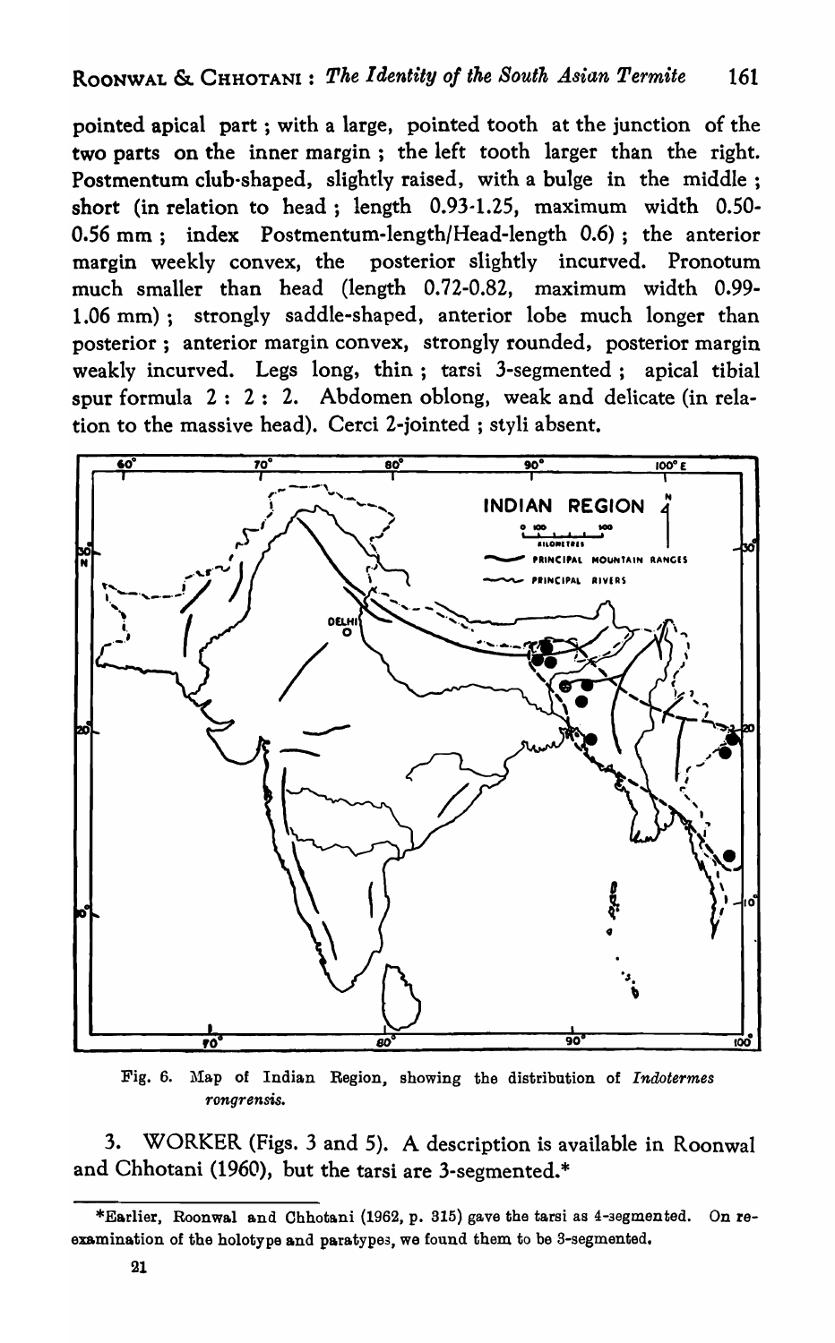pointed apical part ; with a large, pointed tooth at the junction of the two parts on the inner margin ; the left tooth larger than the right. Postmentum club-shaped, slightly raised, with a bulge in the middle ; short (in relation to head ; length 0.93-1.25, maximum width 0.50-0.56 mm ; index Postmentum-length/Head-length 0.6) ; the anterior margin weekly convex, the posterior slightly incurved. Pronotum much smaller than head (length 0.72-0.82, maximum width 0.99-1.06 mm) ; strongly saddle-shaped, anterior lobe much longer than posterior ; anterior margin convex, strongly rounded, posterior margin weakly incurved. Legs long, thin ; tarsi 3-segmented ; apical tibial spur formula 2 : 2 : 2. Abdomen oblong, weak and delicate (in relation to the massive head). Cerci 2-jointed ; styli absent.

60°
70°
80°
90°
100° E
INDIAN REGION
N
0 100 500
KILOMETRES
PRINCIPAL MOUNTAIN RANGES
PRINCIPAL RIVERS
DELHI
30 N
30
20
20
10
10
70
80
90
100

Fig. 6. Map of Indian Region, showing the distribution of *Indotermes rongrensis.*

3. WORKER (Figs. 3 and 5). A description is available in Roonwal and Chhotani (1960), but the tarsi are 3-segmented.*

*Earlier, Roonwal and Chhotani (1962, p. 315) gave the tarsi as 4-segmented. On re-examination of the holotype and paratypes, we found them to be 3-segmented.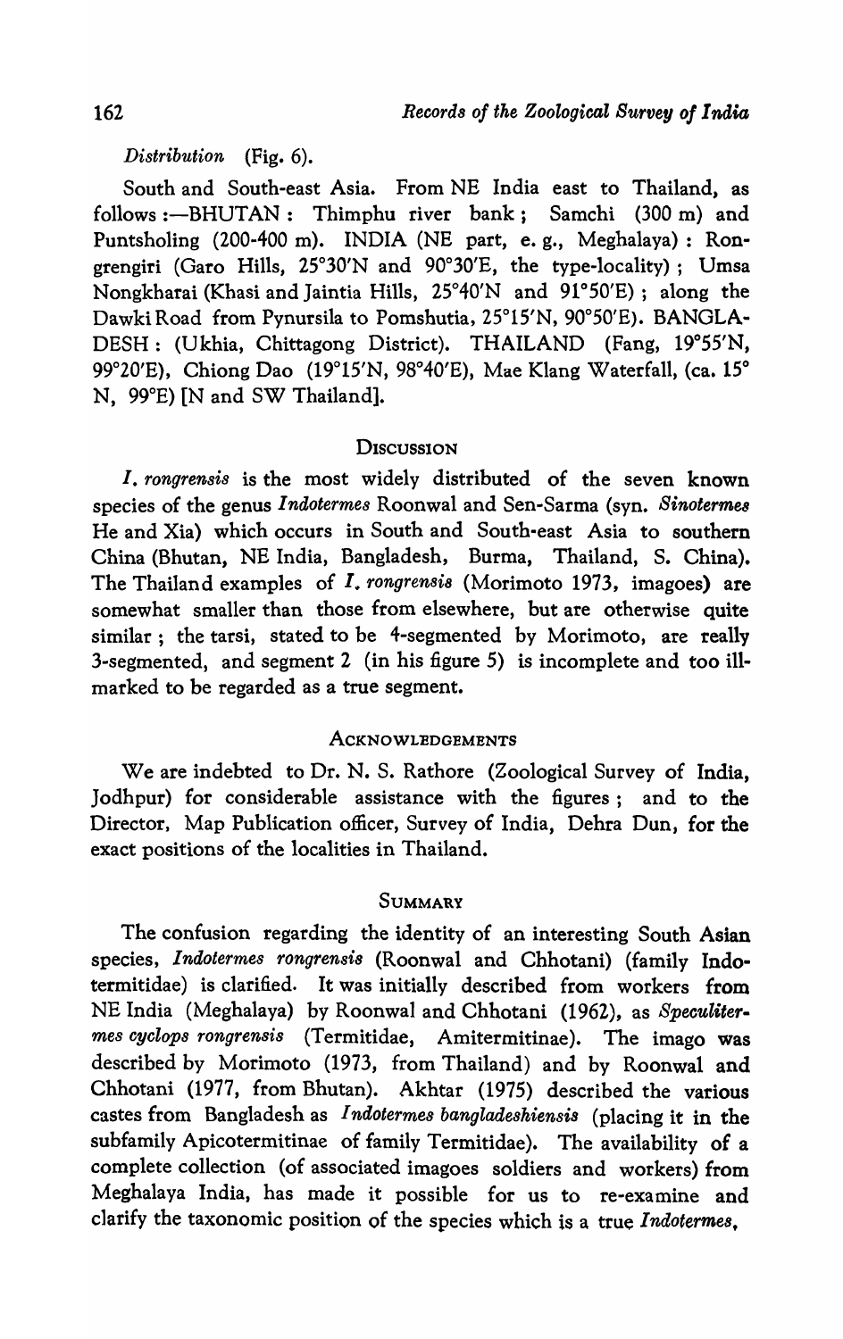*Distribution* (Fig. 6).

South and South-east Asia. From NE India east to Thailand, as follows :—BHUTAN : Thimphu river bank ; Samchi (300 m) and Puntsholing (200-400 m). INDIA (NE part, e. g., Meghalaya) : Rongrengiri (Garo Hills, 25°30'N and 90°30'E, the type-locality) ; Umsa Nongkharai (Khasi and Jaintia Hills, 25°40'N and 91°50'E) ; along the Dawki Road from Pynursila to Pomshutia, 25°15'N, 90°50'E). BANGLADESH : (Ukhia, Chittagong District). THAILAND (Fang, 19°55'N, 99°20'E), Chiong Dao (19°15'N, 98°40'E), Mae Klang Waterfall, (ca. 15° N, 99°E) [N and SW Thailand].

## Discussion

*I. rongrensis* is the most widely distributed of the seven known species of the genus *Indotermes* Roonwal and Sen-Sarma (syn. *Sinotermes* He and Xia) which occurs in South and South-east Asia to southern China (Bhutan, NE India, Bangladesh, Burma, Thailand, S. China). The Thailand examples of *I. rongrensis* (Morimoto 1973, imagoes) are somewhat smaller than those from elsewhere, but are otherwise quite similar ; the tarsi, stated to be 4-segmented by Morimoto, are really 3-segmented, and segment 2 (in his figure 5) is incomplete and too ill-marked to be regarded as a true segment.

## Acknowledgements

We are indebted to Dr. N. S. Rathore (Zoological Survey of India, Jodhpur) for considerable assistance with the figures ; and to the Director, Map Publication officer, Survey of India, Dehra Dun, for the exact positions of the localities in Thailand.

## Summary

The confusion regarding the identity of an interesting South Asian species, *Indotermes rongrensis* (Roonwal and Chhotani) (family Indotermitidae) is clarified. It was initially described from workers from NE India (Meghalaya) by Roonwal and Chhotani (1962), as *Speculitermes cyclops rongrensis* (Termitidae, Amitermitinae). The imago was described by Morimoto (1973, from Thailand) and by Roonwal and Chhotani (1977, from Bhutan). Akhtar (1975) described the various castes from Bangladesh as *Indotermes bangladeshiensis* (placing it in the subfamily Apicotermitinae of family Termitidae). The availability of a complete collection (of associated imagoes soldiers and workers) from Meghalaya India, has made it possible for us to re-examine and clarify the taxonomic position of the species which is a true *Indotermes*,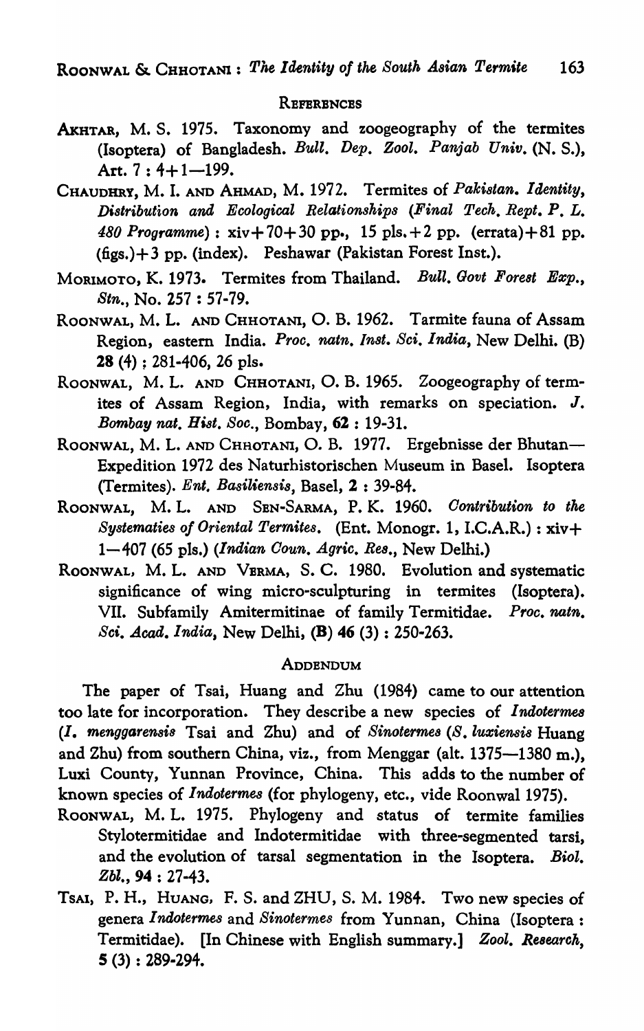## REFERENCES

AKHTAR, M. S. 1975. Taxonomy and zoogeography of the termites (Isoptera) of Bangladesh. *Bull. Dep. Zool. Panjab Univ.* (N. S.), Art. 7 : 4+1—199.

CHAUDHRY, M. I. AND AHMAD, M. 1972. Termites of *Pakistan. Identity, Distribution and Ecological Relationships* (*Final Tech. Rept. P. L. 480 Programme*) : xiv+70+30 pp., 15 pls.+2 pp. (errata)+81 pp. (figs.)+3 pp. (index). Peshawar (Pakistan Forest Inst.).

MORIMOTO, K. 1973. Termites from Thailand. *Bull. Govt Forest Exp., Stn.*, No. 257 : 57-79.

ROONWAL, M. L. AND CHHOTANI, O. B. 1962. Tarmite fauna of Assam Region, eastern India. *Proc. natn. Inst. Sci. India*, New Delhi. (B) **28** (4) ; 281-406, 26 pls.

ROONWAL, M. L. AND CHHOTANI, O. B. 1965. Zoogeography of termites of Assam Region, India, with remarks on speciation. *J. Bombay nat. Hist. Soc.*, Bombay, **62** : 19-31.

ROONWAL, M. L. AND CHHOTANI, O. B. 1977. Ergebnisse der Bhutan—Expedition 1972 des Naturhistorischen Museum in Basel. Isoptera (Termites). *Ent. Basiliensis*, Basel, **2** : 39-84.

ROONWAL, M. L. AND SEN-SARMA, P. K. 1960. *Contribution to the Systematies of Oriental Termites.* (Ent. Monogr. 1, I.C.A.R.) : xiv+ 1—407 (65 pls.) (*Indian Coun. Agric. Res.*, New Delhi.)

ROONWAL, M. L. AND VERMA, S. C. 1980. Evolution and systematic significance of wing micro-sculpturing in termites (Isoptera). VII. Subfamily Amitermitinae of family Termitidae. *Proc. natn. Sci. Acad. India*, New Delhi, (**B**) **46** (3) : 250-263.

## ADDENDUM

The paper of Tsai, Huang and Zhu (1984) came to our attention too late for incorporation. They describe a new species of *Indotermes* (*I. menggarensis* Tsai and Zhu) and of *Sinotermes* (*S. luxiensis* Huang and Zhu) from southern China, viz., from Menggar (alt. 1375—1380 m.), Luxi County, Yunnan Province, China. This adds to the number of known species of *Indotermes* (for phylogeny, etc., vide Roonwal 1975).

ROONWAL, M. L. 1975. Phylogeny and status of termite families Stylotermitidae and Indotermitidae with three-segmented tarsi, and the evolution of tarsal segmentation in the Isoptera. *Biol. Zbl.*, **94** : 27-43.

TSAI, P. H., HUANG, F. S. and ZHU, S. M. 1984. Two new species of genera *Indotermes* and *Sinotermes* from Yunnan, China (Isoptera : Termitidae). [In Chinese with English summary.] *Zool. Research*, **5** (3) : 289-294.